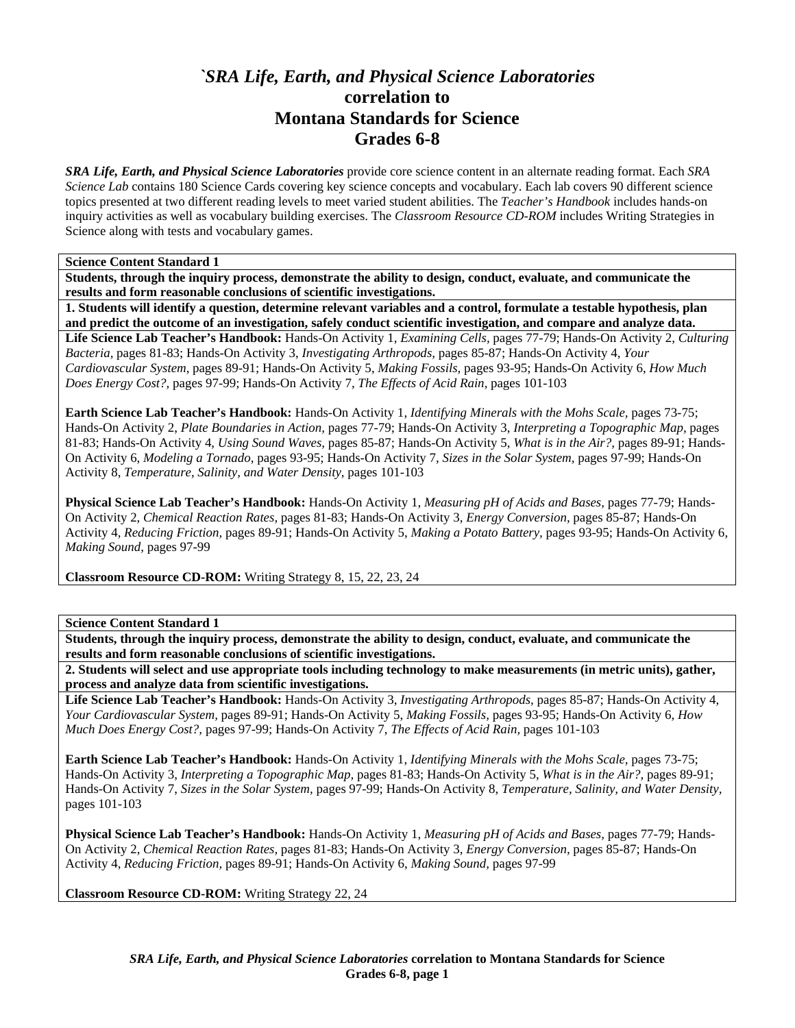# `*SRA Life, Earth, and Physical Science Laboratories* correlation to Montana Standards for Science Grades 6-8

***SRA Life, Earth, and Physical Science Laboratories*** provide core science content in an alternate reading format. Each *SRA Science Lab* contains 180 Science Cards covering key science concepts and vocabulary. Each lab covers 90 different science topics presented at two different reading levels to meet varied student abilities. The *Teacher's Handbook* includes hands-on inquiry activities as well as vocabulary building exercises. The *Classroom Resource CD-ROM* includes Writing Strategies in Science along with tests and vocabulary games.

**Science Content Standard 1**

**Students, through the inquiry process, demonstrate the ability to design, conduct, evaluate, and communicate the results and form reasonable conclusions of scientific investigations.**

**1. Students will identify a question, determine relevant variables and a control, formulate a testable hypothesis, plan and predict the outcome of an investigation, safely conduct scientific investigation, and compare and analyze data.**

**Life Science Lab Teacher's Handbook:** Hands-On Activity 1, *Examining Cells,* pages 77-79; Hands-On Activity 2, *Culturing Bacteria,* pages 81-83; Hands-On Activity 3, *Investigating Arthropods,* pages 85-87; Hands-On Activity 4, *Your Cardiovascular System,* pages 89-91; Hands-On Activity 5, *Making Fossils,* pages 93-95; Hands-On Activity 6, *How Much Does Energy Cost?,* pages 97-99; Hands-On Activity 7, *The Effects of Acid Rain,* pages 101-103

**Earth Science Lab Teacher's Handbook:** Hands-On Activity 1, *Identifying Minerals with the Mohs Scale,* pages 73-75; Hands-On Activity 2, *Plate Boundaries in Action,* pages 77-79; Hands-On Activity 3, *Interpreting a Topographic Map,* pages 81-83; Hands-On Activity 4, *Using Sound Waves,* pages 85-87; Hands-On Activity 5, *What is in the Air?,* pages 89-91; Hands-On Activity 6, *Modeling a Tornado,* pages 93-95; Hands-On Activity 7, *Sizes in the Solar System,* pages 97-99; Hands-On Activity 8, *Temperature, Salinity, and Water Density,* pages 101-103

**Physical Science Lab Teacher's Handbook:** Hands-On Activity 1, *Measuring pH of Acids and Bases,* pages 77-79; Hands-On Activity 2, *Chemical Reaction Rates,* pages 81-83; Hands-On Activity 3, *Energy Conversion,* pages 85-87; Hands-On Activity 4, *Reducing Friction,* pages 89-91; Hands-On Activity 5, *Making a Potato Battery,* pages 93-95; Hands-On Activity 6, *Making Sound,* pages 97-99

**Classroom Resource CD-ROM:** Writing Strategy 8, 15, 22, 23, 24

**Science Content Standard 1**

**Students, through the inquiry process, demonstrate the ability to design, conduct, evaluate, and communicate the results and form reasonable conclusions of scientific investigations.**

**2. Students will select and use appropriate tools including technology to make measurements (in metric units), gather, process and analyze data from scientific investigations.**

**Life Science Lab Teacher's Handbook:** Hands-On Activity 3, *Investigating Arthropods,* pages 85-87; Hands-On Activity 4, *Your Cardiovascular System,* pages 89-91; Hands-On Activity 5, *Making Fossils,* pages 93-95; Hands-On Activity 6, *How Much Does Energy Cost?,* pages 97-99; Hands-On Activity 7, *The Effects of Acid Rain,* pages 101-103

**Earth Science Lab Teacher's Handbook:** Hands-On Activity 1, *Identifying Minerals with the Mohs Scale,* pages 73-75; Hands-On Activity 3, *Interpreting a Topographic Map,* pages 81-83; Hands-On Activity 5, *What is in the Air?,* pages 89-91; Hands-On Activity 7, *Sizes in the Solar System,* pages 97-99; Hands-On Activity 8, *Temperature, Salinity, and Water Density,* pages 101-103

**Physical Science Lab Teacher's Handbook:** Hands-On Activity 1, *Measuring pH of Acids and Bases,* pages 77-79; Hands-On Activity 2, *Chemical Reaction Rates,* pages 81-83; Hands-On Activity 3, *Energy Conversion,* pages 85-87; Hands-On Activity 4, *Reducing Friction,* pages 89-91; Hands-On Activity 6, *Making Sound,* pages 97-99

**Classroom Resource CD-ROM:** Writing Strategy 22, 24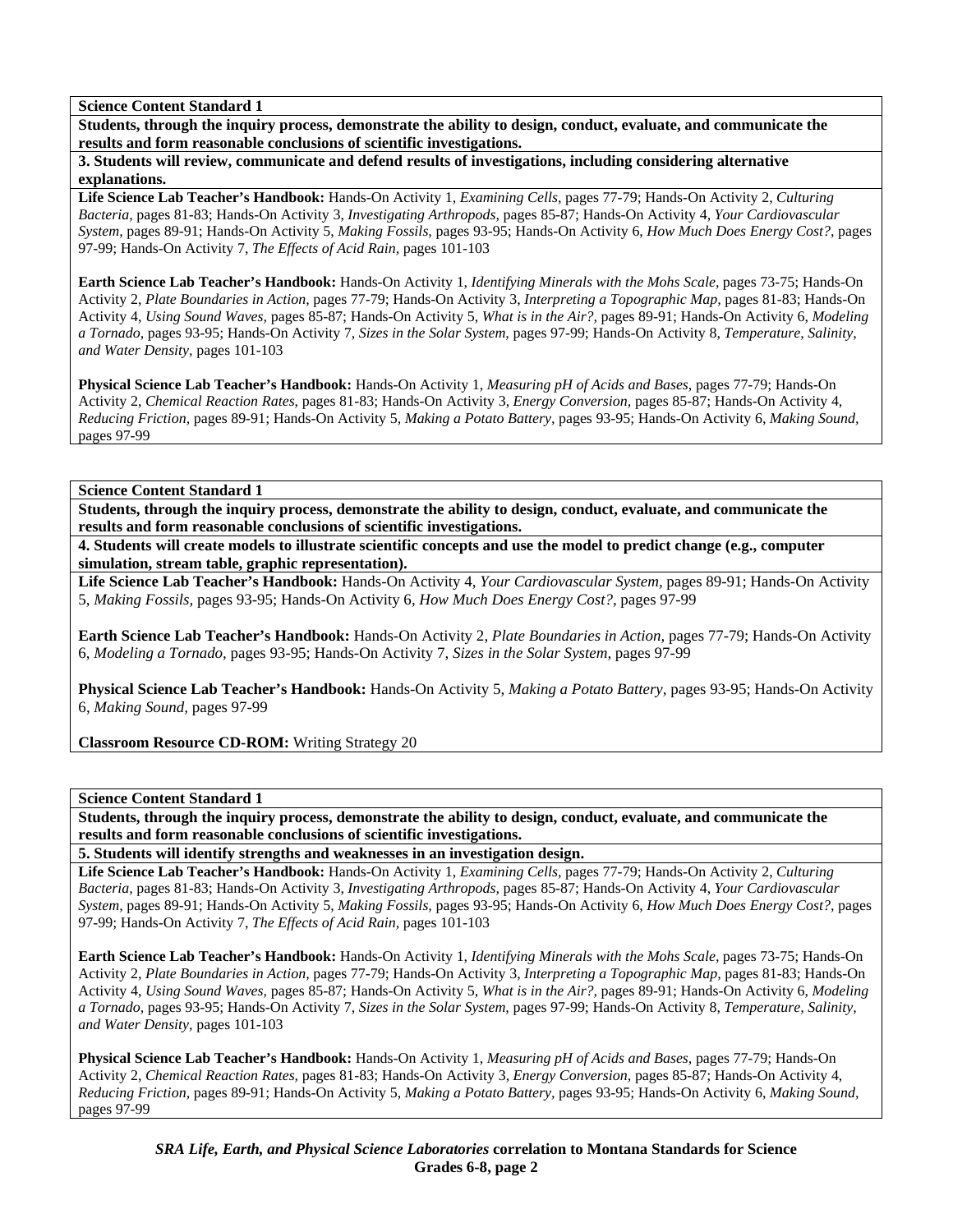**Science Content Standard 1**

**Students, through the inquiry process, demonstrate the ability to design, conduct, evaluate, and communicate the results and form reasonable conclusions of scientific investigations.**

**3. Students will review, communicate and defend results of investigations, including considering alternative explanations.**

**Life Science Lab Teacher's Handbook:** Hands-On Activity 1, *Examining Cells,* pages 77-79; Hands-On Activity 2, *Culturing Bacteria,* pages 81-83; Hands-On Activity 3, *Investigating Arthropods,* pages 85-87; Hands-On Activity 4, *Your Cardiovascular System,* pages 89-91; Hands-On Activity 5, *Making Fossils,* pages 93-95; Hands-On Activity 6, *How Much Does Energy Cost?,* pages 97-99; Hands-On Activity 7, *The Effects of Acid Rain,* pages 101-103

**Earth Science Lab Teacher's Handbook:** Hands-On Activity 1, *Identifying Minerals with the Mohs Scale,* pages 73-75; Hands-On Activity 2, *Plate Boundaries in Action,* pages 77-79; Hands-On Activity 3, *Interpreting a Topographic Map,* pages 81-83; Hands-On Activity 4, *Using Sound Waves,* pages 85-87; Hands-On Activity 5, *What is in the Air?,* pages 89-91; Hands-On Activity 6, *Modeling a Tornado,* pages 93-95; Hands-On Activity 7, *Sizes in the Solar System,* pages 97-99; Hands-On Activity 8, *Temperature, Salinity, and Water Density,* pages 101-103

**Physical Science Lab Teacher's Handbook:** Hands-On Activity 1, *Measuring pH of Acids and Bases,* pages 77-79; Hands-On Activity 2, *Chemical Reaction Rates,* pages 81-83; Hands-On Activity 3, *Energy Conversion,* pages 85-87; Hands-On Activity 4, *Reducing Friction,* pages 89-91; Hands-On Activity 5, *Making a Potato Battery,* pages 93-95; Hands-On Activity 6, *Making Sound,* pages 97-99

**Science Content Standard 1**

**Students, through the inquiry process, demonstrate the ability to design, conduct, evaluate, and communicate the results and form reasonable conclusions of scientific investigations.**

**4. Students will create models to illustrate scientific concepts and use the model to predict change (e.g., computer simulation, stream table, graphic representation).**

**Life Science Lab Teacher's Handbook:** Hands-On Activity 4, *Your Cardiovascular System,* pages 89-91; Hands-On Activity 5, *Making Fossils,* pages 93-95; Hands-On Activity 6, *How Much Does Energy Cost?,* pages 97-99

**Earth Science Lab Teacher's Handbook:** Hands-On Activity 2, *Plate Boundaries in Action,* pages 77-79; Hands-On Activity 6, *Modeling a Tornado,* pages 93-95; Hands-On Activity 7, *Sizes in the Solar System,* pages 97-99

**Physical Science Lab Teacher's Handbook:** Hands-On Activity 5, *Making a Potato Battery,* pages 93-95; Hands-On Activity 6, *Making Sound,* pages 97-99

**Classroom Resource CD-ROM:** Writing Strategy 20

**Science Content Standard 1**

**Students, through the inquiry process, demonstrate the ability to design, conduct, evaluate, and communicate the results and form reasonable conclusions of scientific investigations.**

**5. Students will identify strengths and weaknesses in an investigation design.**

**Life Science Lab Teacher's Handbook:** Hands-On Activity 1, *Examining Cells,* pages 77-79; Hands-On Activity 2, *Culturing Bacteria,* pages 81-83; Hands-On Activity 3, *Investigating Arthropods,* pages 85-87; Hands-On Activity 4, *Your Cardiovascular System,* pages 89-91; Hands-On Activity 5, *Making Fossils,* pages 93-95; Hands-On Activity 6, *How Much Does Energy Cost?,* pages 97-99; Hands-On Activity 7, *The Effects of Acid Rain,* pages 101-103

**Earth Science Lab Teacher's Handbook:** Hands-On Activity 1, *Identifying Minerals with the Mohs Scale,* pages 73-75; Hands-On Activity 2, *Plate Boundaries in Action,* pages 77-79; Hands-On Activity 3, *Interpreting a Topographic Map,* pages 81-83; Hands-On Activity 4, *Using Sound Waves,* pages 85-87; Hands-On Activity 5, *What is in the Air?,* pages 89-91; Hands-On Activity 6, *Modeling a Tornado,* pages 93-95; Hands-On Activity 7, *Sizes in the Solar System,* pages 97-99; Hands-On Activity 8, *Temperature, Salinity, and Water Density,* pages 101-103

**Physical Science Lab Teacher's Handbook:** Hands-On Activity 1, *Measuring pH of Acids and Bases,* pages 77-79; Hands-On Activity 2, *Chemical Reaction Rates,* pages 81-83; Hands-On Activity 3, *Energy Conversion,* pages 85-87; Hands-On Activity 4, *Reducing Friction,* pages 89-91; Hands-On Activity 5, *Making a Potato Battery,* pages 93-95; Hands-On Activity 6, *Making Sound,* pages 97-99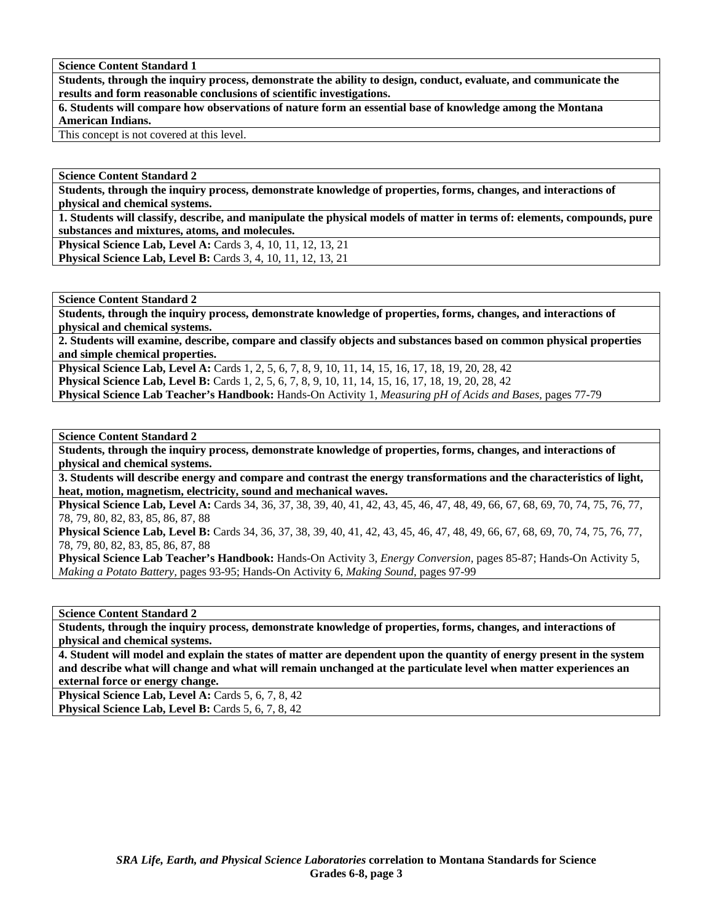**Science Content Standard 1**

**Students, through the inquiry process, demonstrate the ability to design, conduct, evaluate, and communicate the results and form reasonable conclusions of scientific investigations.**

**6. Students will compare how observations of nature form an essential base of knowledge among the Montana American Indians.**

This concept is not covered at this level.

**Science Content Standard 2**

**Students, through the inquiry process, demonstrate knowledge of properties, forms, changes, and interactions of physical and chemical systems.**

**1. Students will classify, describe, and manipulate the physical models of matter in terms of: elements, compounds, pure substances and mixtures, atoms, and molecules.**

**Physical Science Lab, Level A:** Cards 3, 4, 10, 11, 12, 13, 21
**Physical Science Lab, Level B:** Cards 3, 4, 10, 11, 12, 13, 21

**Science Content Standard 2**

**Students, through the inquiry process, demonstrate knowledge of properties, forms, changes, and interactions of physical and chemical systems.**

**2. Students will examine, describe, compare and classify objects and substances based on common physical properties and simple chemical properties.**

**Physical Science Lab, Level A:** Cards 1, 2, 5, 6, 7, 8, 9, 10, 11, 14, 15, 16, 17, 18, 19, 20, 28, 42
**Physical Science Lab, Level B:** Cards 1, 2, 5, 6, 7, 8, 9, 10, 11, 14, 15, 16, 17, 18, 19, 20, 28, 42
**Physical Science Lab Teacher's Handbook:** Hands-On Activity 1, *Measuring pH of Acids and Bases,* pages 77-79

**Science Content Standard 2**

**Students, through the inquiry process, demonstrate knowledge of properties, forms, changes, and interactions of physical and chemical systems.**

**3. Students will describe energy and compare and contrast the energy transformations and the characteristics of light, heat, motion, magnetism, electricity, sound and mechanical waves.**

**Physical Science Lab, Level A:** Cards 34, 36, 37, 38, 39, 40, 41, 42, 43, 45, 46, 47, 48, 49, 66, 67, 68, 69, 70, 74, 75, 76, 77, 78, 79, 80, 82, 83, 85, 86, 87, 88
**Physical Science Lab, Level B:** Cards 34, 36, 37, 38, 39, 40, 41, 42, 43, 45, 46, 47, 48, 49, 66, 67, 68, 69, 70, 74, 75, 76, 77, 78, 79, 80, 82, 83, 85, 86, 87, 88
**Physical Science Lab Teacher's Handbook:** Hands-On Activity 3, *Energy Conversion,* pages 85-87; Hands-On Activity 5, *Making a Potato Battery,* pages 93-95; Hands-On Activity 6, *Making Sound,* pages 97-99

**Science Content Standard 2**

**Students, through the inquiry process, demonstrate knowledge of properties, forms, changes, and interactions of physical and chemical systems.**

**4. Student will model and explain the states of matter are dependent upon the quantity of energy present in the system and describe what will change and what will remain unchanged at the particulate level when matter experiences an external force or energy change.**

**Physical Science Lab, Level A:** Cards 5, 6, 7, 8, 42
**Physical Science Lab, Level B:** Cards 5, 6, 7, 8, 42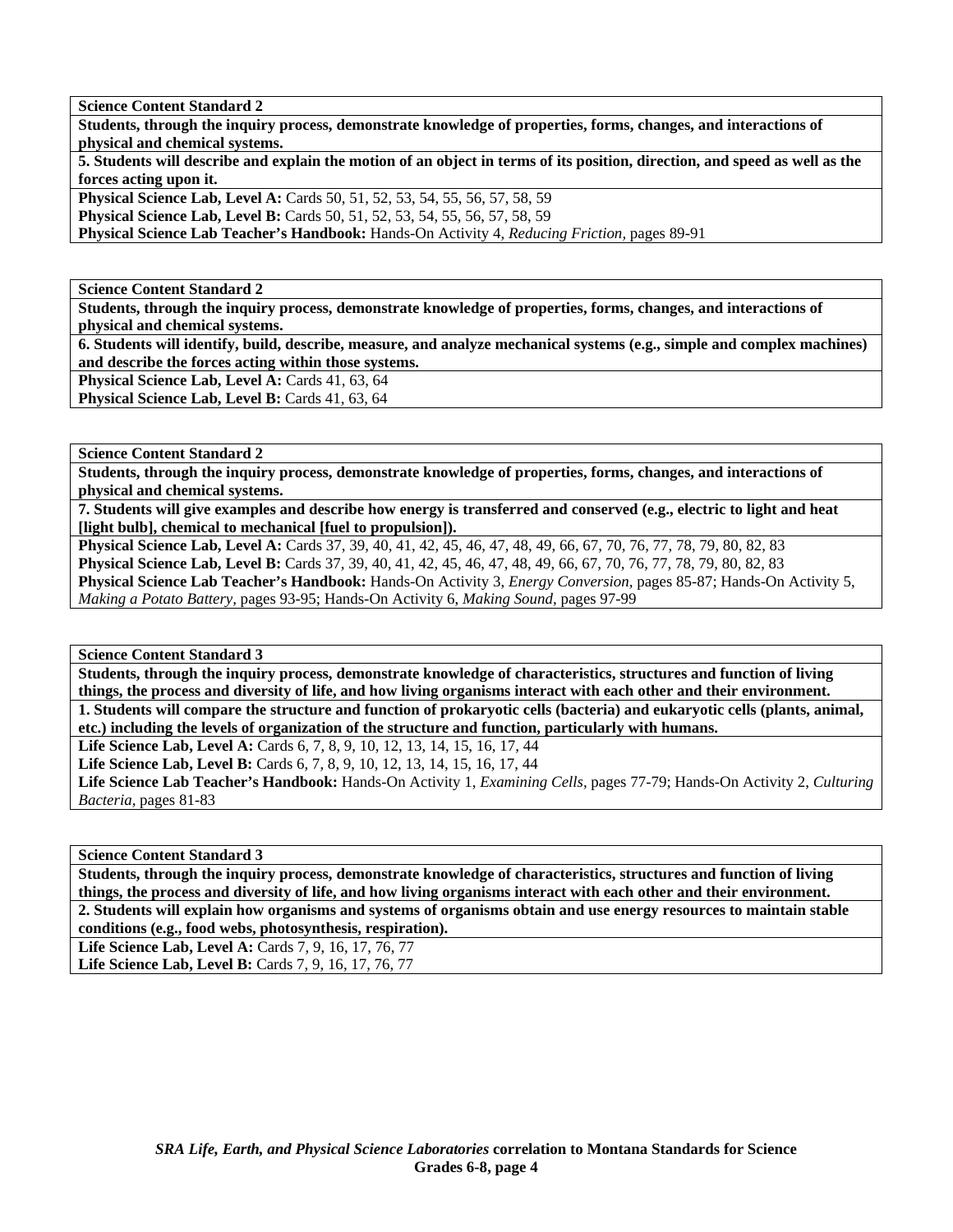**Science Content Standard 2**

**Students, through the inquiry process, demonstrate knowledge of properties, forms, changes, and interactions of physical and chemical systems.**

**5. Students will describe and explain the motion of an object in terms of its position, direction, and speed as well as the forces acting upon it.**

**Physical Science Lab, Level A:** Cards 50, 51, 52, 53, 54, 55, 56, 57, 58, 59
**Physical Science Lab, Level B:** Cards 50, 51, 52, 53, 54, 55, 56, 57, 58, 59
**Physical Science Lab Teacher's Handbook:** Hands-On Activity 4, *Reducing Friction,* pages 89-91

**Science Content Standard 2**

**Students, through the inquiry process, demonstrate knowledge of properties, forms, changes, and interactions of physical and chemical systems.**

**6. Students will identify, build, describe, measure, and analyze mechanical systems (e.g., simple and complex machines) and describe the forces acting within those systems.**

**Physical Science Lab, Level A:** Cards 41, 63, 64
**Physical Science Lab, Level B:** Cards 41, 63, 64

**Science Content Standard 2**

**Students, through the inquiry process, demonstrate knowledge of properties, forms, changes, and interactions of physical and chemical systems.**

**7. Students will give examples and describe how energy is transferred and conserved (e.g., electric to light and heat [light bulb], chemical to mechanical [fuel to propulsion]).**

**Physical Science Lab, Level A:** Cards 37, 39, 40, 41, 42, 45, 46, 47, 48, 49, 66, 67, 70, 76, 77, 78, 79, 80, 82, 83
**Physical Science Lab, Level B:** Cards 37, 39, 40, 41, 42, 45, 46, 47, 48, 49, 66, 67, 70, 76, 77, 78, 79, 80, 82, 83
**Physical Science Lab Teacher's Handbook:** Hands-On Activity 3, *Energy Conversion,* pages 85-87; Hands-On Activity 5, *Making a Potato Battery,* pages 93-95; Hands-On Activity 6, *Making Sound,* pages 97-99

**Science Content Standard 3**

**Students, through the inquiry process, demonstrate knowledge of characteristics, structures and function of living things, the process and diversity of life, and how living organisms interact with each other and their environment.**

**1. Students will compare the structure and function of prokaryotic cells (bacteria) and eukaryotic cells (plants, animal, etc.) including the levels of organization of the structure and function, particularly with humans.**

**Life Science Lab, Level A:** Cards 6, 7, 8, 9, 10, 12, 13, 14, 15, 16, 17, 44
**Life Science Lab, Level B:** Cards 6, 7, 8, 9, 10, 12, 13, 14, 15, 16, 17, 44
**Life Science Lab Teacher's Handbook:** Hands-On Activity 1, *Examining Cells,* pages 77-79; Hands-On Activity 2, *Culturing Bacteria,* pages 81-83

**Science Content Standard 3**

**Students, through the inquiry process, demonstrate knowledge of characteristics, structures and function of living things, the process and diversity of life, and how living organisms interact with each other and their environment.**

**2. Students will explain how organisms and systems of organisms obtain and use energy resources to maintain stable conditions (e.g., food webs, photosynthesis, respiration).**

**Life Science Lab, Level A:** Cards 7, 9, 16, 17, 76, 77
**Life Science Lab, Level B:** Cards 7, 9, 16, 17, 76, 77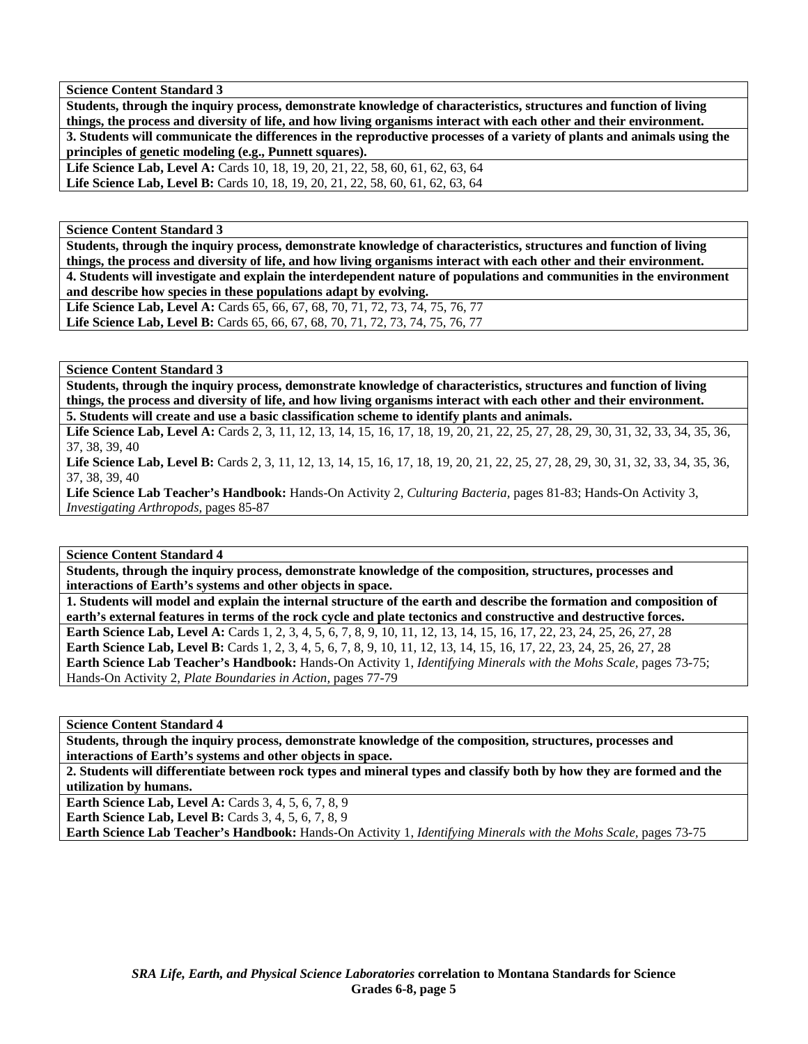**Science Content Standard 3**

**Students, through the inquiry process, demonstrate knowledge of characteristics, structures and function of living things, the process and diversity of life, and how living organisms interact with each other and their environment.**

**3. Students will communicate the differences in the reproductive processes of a variety of plants and animals using the principles of genetic modeling (e.g., Punnett squares).**

**Life Science Lab, Level A:** Cards 10, 18, 19, 20, 21, 22, 58, 60, 61, 62, 63, 64
**Life Science Lab, Level B:** Cards 10, 18, 19, 20, 21, 22, 58, 60, 61, 62, 63, 64

**Science Content Standard 3**

**Students, through the inquiry process, demonstrate knowledge of characteristics, structures and function of living things, the process and diversity of life, and how living organisms interact with each other and their environment.**

**4. Students will investigate and explain the interdependent nature of populations and communities in the environment and describe how species in these populations adapt by evolving.**

**Life Science Lab, Level A:** Cards 65, 66, 67, 68, 70, 71, 72, 73, 74, 75, 76, 77
**Life Science Lab, Level B:** Cards 65, 66, 67, 68, 70, 71, 72, 73, 74, 75, 76, 77

**Science Content Standard 3**

**Students, through the inquiry process, demonstrate knowledge of characteristics, structures and function of living things, the process and diversity of life, and how living organisms interact with each other and their environment.**

**5. Students will create and use a basic classification scheme to identify plants and animals.**

**Life Science Lab, Level A:** Cards 2, 3, 11, 12, 13, 14, 15, 16, 17, 18, 19, 20, 21, 22, 25, 27, 28, 29, 30, 31, 32, 33, 34, 35, 36, 37, 38, 39, 40
**Life Science Lab, Level B:** Cards 2, 3, 11, 12, 13, 14, 15, 16, 17, 18, 19, 20, 21, 22, 25, 27, 28, 29, 30, 31, 32, 33, 34, 35, 36, 37, 38, 39, 40
**Life Science Lab Teacher's Handbook:** Hands-On Activity 2, *Culturing Bacteria,* pages 81-83; Hands-On Activity 3, *Investigating Arthropods,* pages 85-87

**Science Content Standard 4**

**Students, through the inquiry process, demonstrate knowledge of the composition, structures, processes and interactions of Earth's systems and other objects in space.**

**1. Students will model and explain the internal structure of the earth and describe the formation and composition of earth's external features in terms of the rock cycle and plate tectonics and constructive and destructive forces.**

**Earth Science Lab, Level A:** Cards 1, 2, 3, 4, 5, 6, 7, 8, 9, 10, 11, 12, 13, 14, 15, 16, 17, 22, 23, 24, 25, 26, 27, 28
**Earth Science Lab, Level B:** Cards 1, 2, 3, 4, 5, 6, 7, 8, 9, 10, 11, 12, 13, 14, 15, 16, 17, 22, 23, 24, 25, 26, 27, 28
**Earth Science Lab Teacher's Handbook:** Hands-On Activity 1, *Identifying Minerals with the Mohs Scale,* pages 73-75; Hands-On Activity 2, *Plate Boundaries in Action,* pages 77-79

**Science Content Standard 4**

**Students, through the inquiry process, demonstrate knowledge of the composition, structures, processes and interactions of Earth's systems and other objects in space.**

**2. Students will differentiate between rock types and mineral types and classify both by how they are formed and the utilization by humans.**

**Earth Science Lab, Level A:** Cards 3, 4, 5, 6, 7, 8, 9
**Earth Science Lab, Level B:** Cards 3, 4, 5, 6, 7, 8, 9
**Earth Science Lab Teacher's Handbook:** Hands-On Activity 1, *Identifying Minerals with the Mohs Scale,* pages 73-75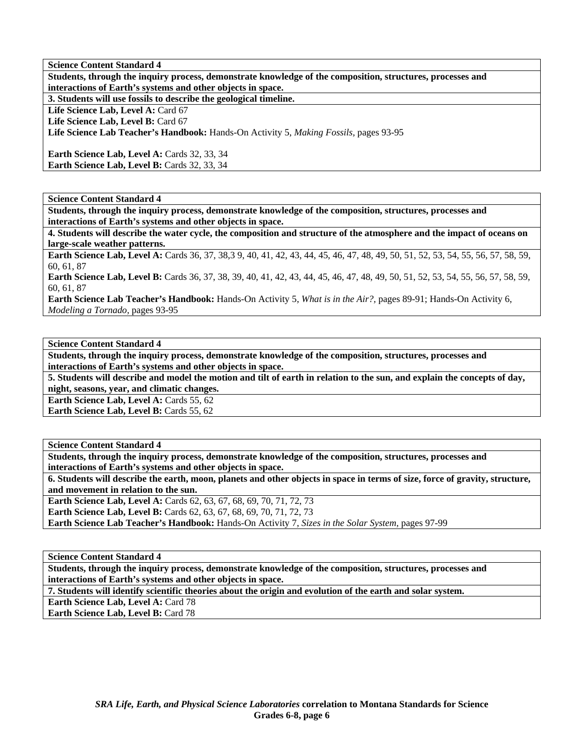| **Science Content Standard 4** |
|---|
| **Students, through the inquiry process, demonstrate knowledge of the composition, structures, processes and interactions of Earth's systems and other objects in space.** |
| **3. Students will use fossils to describe the geological timeline.** |
| **Life Science Lab, Level A:** Card 67<br>**Life Science Lab, Level B:** Card 67<br>**Life Science Lab Teacher's Handbook:** Hands-On Activity 5, *Making Fossils,* pages 93-95<br><br>**Earth Science Lab, Level A:** Cards 32, 33, 34<br>**Earth Science Lab, Level B:** Cards 32, 33, 34 |

| **Science Content Standard 4** |
|---|
| **Students, through the inquiry process, demonstrate knowledge of the composition, structures, processes and interactions of Earth's systems and other objects in space.** |
| **4. Students will describe the water cycle, the composition and structure of the atmosphere and the impact of oceans on large-scale weather patterns.** |
| **Earth Science Lab, Level A:** Cards 36, 37, 38,3 9, 40, 41, 42, 43, 44, 45, 46, 47, 48, 49, 50, 51, 52, 53, 54, 55, 56, 57, 58, 59, 60, 61, 87<br>**Earth Science Lab, Level B:** Cards 36, 37, 38, 39, 40, 41, 42, 43, 44, 45, 46, 47, 48, 49, 50, 51, 52, 53, 54, 55, 56, 57, 58, 59, 60, 61, 87<br>**Earth Science Lab Teacher's Handbook:** Hands-On Activity 5, *What is in the Air?,* pages 89-91; Hands-On Activity 6, *Modeling a Tornado,* pages 93-95 |

| **Science Content Standard 4** |
|---|
| **Students, through the inquiry process, demonstrate knowledge of the composition, structures, processes and interactions of Earth's systems and other objects in space.** |
| **5. Students will describe and model the motion and tilt of earth in relation to the sun, and explain the concepts of day, night, seasons, year, and climatic changes.** |
| **Earth Science Lab, Level A:** Cards 55, 62<br>**Earth Science Lab, Level B:** Cards 55, 62 |

| **Science Content Standard 4** |
|---|
| **Students, through the inquiry process, demonstrate knowledge of the composition, structures, processes and interactions of Earth's systems and other objects in space.** |
| **6. Students will describe the earth, moon, planets and other objects in space in terms of size, force of gravity, structure, and movement in relation to the sun.** |
| **Earth Science Lab, Level A:** Cards 62, 63, 67, 68, 69, 70, 71, 72, 73<br>**Earth Science Lab, Level B:** Cards 62, 63, 67, 68, 69, 70, 71, 72, 73<br>**Earth Science Lab Teacher's Handbook:** Hands-On Activity 7, *Sizes in the Solar System,* pages 97-99 |

| **Science Content Standard 4** |
|---|
| **Students, through the inquiry process, demonstrate knowledge of the composition, structures, processes and interactions of Earth's systems and other objects in space.** |
| **7. Students will identify scientific theories about the origin and evolution of the earth and solar system.** |
| **Earth Science Lab, Level A:** Card 78<br>**Earth Science Lab, Level B:** Card 78 |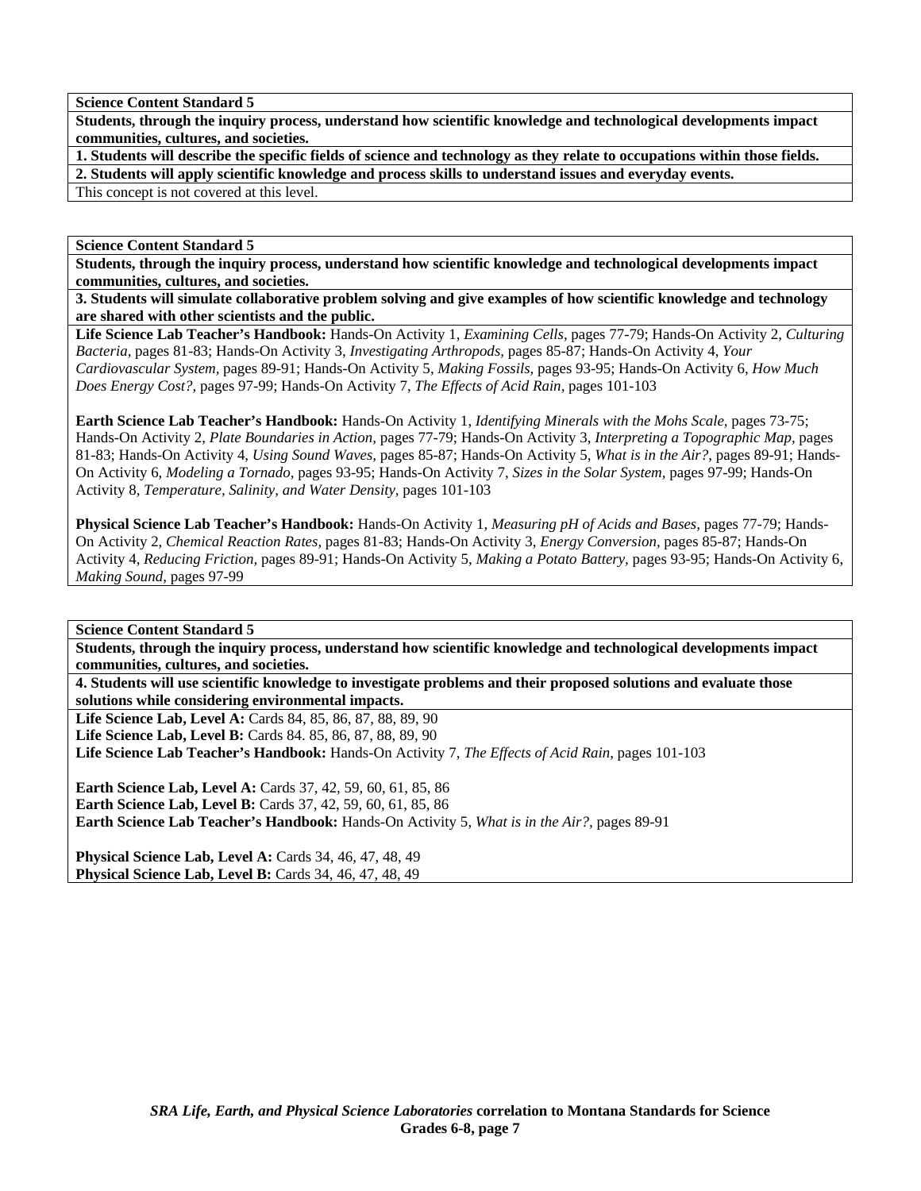**Science Content Standard 5**

**Students, through the inquiry process, understand how scientific knowledge and technological developments impact communities, cultures, and societies.**

**1. Students will describe the specific fields of science and technology as they relate to occupations within those fields.**

**2. Students will apply scientific knowledge and process skills to understand issues and everyday events.**

This concept is not covered at this level.

**Science Content Standard 5**

**Students, through the inquiry process, understand how scientific knowledge and technological developments impact communities, cultures, and societies.**

**3. Students will simulate collaborative problem solving and give examples of how scientific knowledge and technology are shared with other scientists and the public.**

**Life Science Lab Teacher's Handbook:** Hands-On Activity 1, *Examining Cells,* pages 77-79; Hands-On Activity 2, *Culturing Bacteria,* pages 81-83; Hands-On Activity 3, *Investigating Arthropods,* pages 85-87; Hands-On Activity 4, *Your Cardiovascular System,* pages 89-91; Hands-On Activity 5, *Making Fossils,* pages 93-95; Hands-On Activity 6, *How Much Does Energy Cost?,* pages 97-99; Hands-On Activity 7, *The Effects of Acid Rain,* pages 101-103

**Earth Science Lab Teacher's Handbook:** Hands-On Activity 1, *Identifying Minerals with the Mohs Scale,* pages 73-75; Hands-On Activity 2, *Plate Boundaries in Action,* pages 77-79; Hands-On Activity 3, *Interpreting a Topographic Map,* pages 81-83; Hands-On Activity 4, *Using Sound Waves,* pages 85-87; Hands-On Activity 5, *What is in the Air?,* pages 89-91; Hands-On Activity 6, *Modeling a Tornado,* pages 93-95; Hands-On Activity 7, *Sizes in the Solar System,* pages 97-99; Hands-On Activity 8, *Temperature, Salinity, and Water Density,* pages 101-103

**Physical Science Lab Teacher's Handbook:** Hands-On Activity 1, *Measuring pH of Acids and Bases,* pages 77-79; Hands-On Activity 2, *Chemical Reaction Rates,* pages 81-83; Hands-On Activity 3, *Energy Conversion,* pages 85-87; Hands-On Activity 4, *Reducing Friction,* pages 89-91; Hands-On Activity 5, *Making a Potato Battery,* pages 93-95; Hands-On Activity 6, *Making Sound,* pages 97-99

**Science Content Standard 5**

**Students, through the inquiry process, understand how scientific knowledge and technological developments impact communities, cultures, and societies.**

**4. Students will use scientific knowledge to investigate problems and their proposed solutions and evaluate those solutions while considering environmental impacts.**

**Life Science Lab, Level A:** Cards 84, 85, 86, 87, 88, 89, 90
**Life Science Lab, Level B:** Cards 84. 85, 86, 87, 88, 89, 90
**Life Science Lab Teacher's Handbook:** Hands-On Activity 7, *The Effects of Acid Rain,* pages 101-103

**Earth Science Lab, Level A:** Cards 37, 42, 59, 60, 61, 85, 86
**Earth Science Lab, Level B:** Cards 37, 42, 59, 60, 61, 85, 86
**Earth Science Lab Teacher's Handbook:** Hands-On Activity 5, *What is in the Air?,* pages 89-91

**Physical Science Lab, Level A:** Cards 34, 46, 47, 48, 49
**Physical Science Lab, Level B:** Cards 34, 46, 47, 48, 49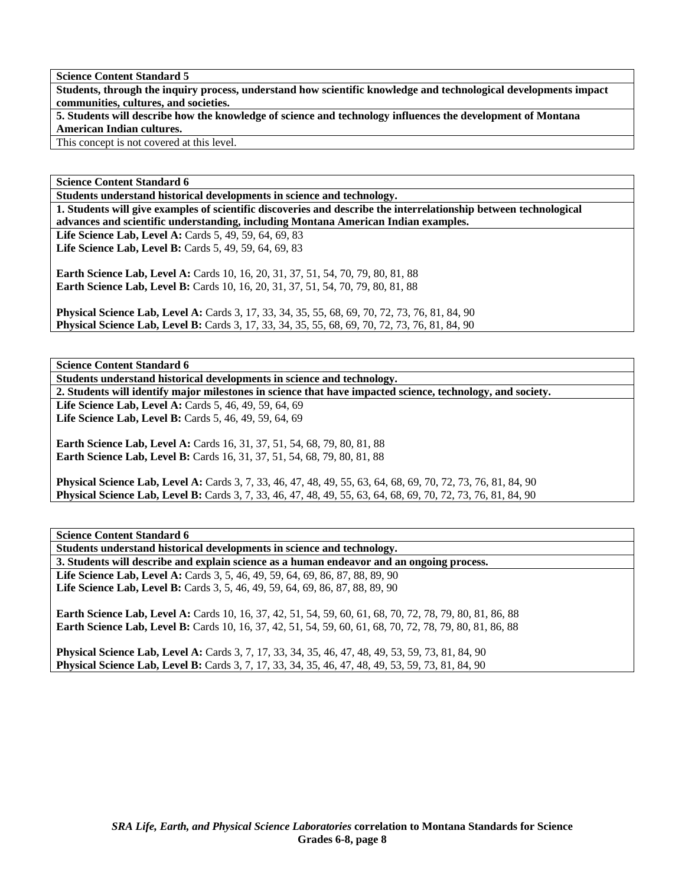**Science Content Standard 5**

**Students, through the inquiry process, understand how scientific knowledge and technological developments impact communities, cultures, and societies.**

**5. Students will describe how the knowledge of science and technology influences the development of Montana American Indian cultures.**

This concept is not covered at this level.

**Science Content Standard 6**

**Students understand historical developments in science and technology.**

**1. Students will give examples of scientific discoveries and describe the interrelationship between technological advances and scientific understanding, including Montana American Indian examples.**

**Life Science Lab, Level A:** Cards 5, 49, 59, 64, 69, 83
**Life Science Lab, Level B:** Cards 5, 49, 59, 64, 69, 83

**Earth Science Lab, Level A:** Cards 10, 16, 20, 31, 37, 51, 54, 70, 79, 80, 81, 88
**Earth Science Lab, Level B:** Cards 10, 16, 20, 31, 37, 51, 54, 70, 79, 80, 81, 88

**Physical Science Lab, Level A:** Cards 3, 17, 33, 34, 35, 55, 68, 69, 70, 72, 73, 76, 81, 84, 90
**Physical Science Lab, Level B:** Cards 3, 17, 33, 34, 35, 55, 68, 69, 70, 72, 73, 76, 81, 84, 90

**Science Content Standard 6**

**Students understand historical developments in science and technology.**

**2. Students will identify major milestones in science that have impacted science, technology, and society.**

**Life Science Lab, Level A:** Cards 5, 46, 49, 59, 64, 69
**Life Science Lab, Level B:** Cards 5, 46, 49, 59, 64, 69

**Earth Science Lab, Level A:** Cards 16, 31, 37, 51, 54, 68, 79, 80, 81, 88
**Earth Science Lab, Level B:** Cards 16, 31, 37, 51, 54, 68, 79, 80, 81, 88

**Physical Science Lab, Level A:** Cards 3, 7, 33, 46, 47, 48, 49, 55, 63, 64, 68, 69, 70, 72, 73, 76, 81, 84, 90
**Physical Science Lab, Level B:** Cards 3, 7, 33, 46, 47, 48, 49, 55, 63, 64, 68, 69, 70, 72, 73, 76, 81, 84, 90

**Science Content Standard 6**

**Students understand historical developments in science and technology.**

**3. Students will describe and explain science as a human endeavor and an ongoing process.**

**Life Science Lab, Level A:** Cards 3, 5, 46, 49, 59, 64, 69, 86, 87, 88, 89, 90
**Life Science Lab, Level B:** Cards 3, 5, 46, 49, 59, 64, 69, 86, 87, 88, 89, 90

**Earth Science Lab, Level A:** Cards 10, 16, 37, 42, 51, 54, 59, 60, 61, 68, 70, 72, 78, 79, 80, 81, 86, 88
**Earth Science Lab, Level B:** Cards 10, 16, 37, 42, 51, 54, 59, 60, 61, 68, 70, 72, 78, 79, 80, 81, 86, 88

**Physical Science Lab, Level A:** Cards 3, 7, 17, 33, 34, 35, 46, 47, 48, 49, 53, 59, 73, 81, 84, 90
**Physical Science Lab, Level B:** Cards 3, 7, 17, 33, 34, 35, 46, 47, 48, 49, 53, 59, 73, 81, 84, 90